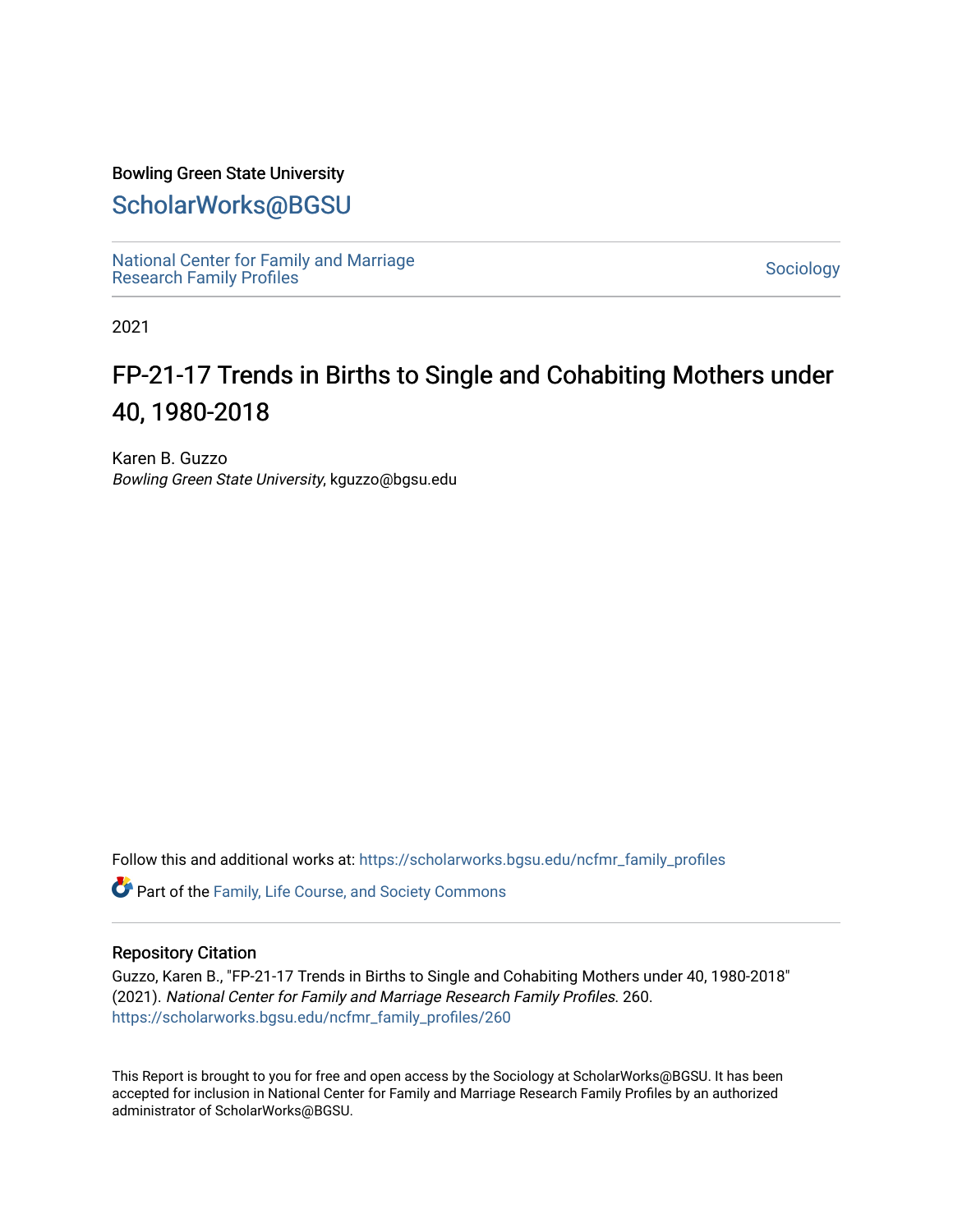Bowling Green State University

# ScholarWorks@BGSU

National Center for Family and Marriage Research Family Profiles

Sociology

2021

# FP-21-17 Trends in Births to Single and Cohabiting Mothers under 40, 1980-2018

Karen B. Guzzo
*Bowling Green State University*, kguzzo@bgsu.edu

Follow this and additional works at: https://scholarworks.bgsu.edu/ncfmr_family_profiles

Part of the Family, Life Course, and Society Commons

## Repository Citation

Guzzo, Karen B., "FP-21-17 Trends in Births to Single and Cohabiting Mothers under 40, 1980-2018" (2021). *National Center for Family and Marriage Research Family Profiles*. 260.
https://scholarworks.bgsu.edu/ncfmr_family_profiles/260

This Report is brought to you for free and open access by the Sociology at ScholarWorks@BGSU. It has been accepted for inclusion in National Center for Family and Marriage Research Family Profiles by an authorized administrator of ScholarWorks@BGSU.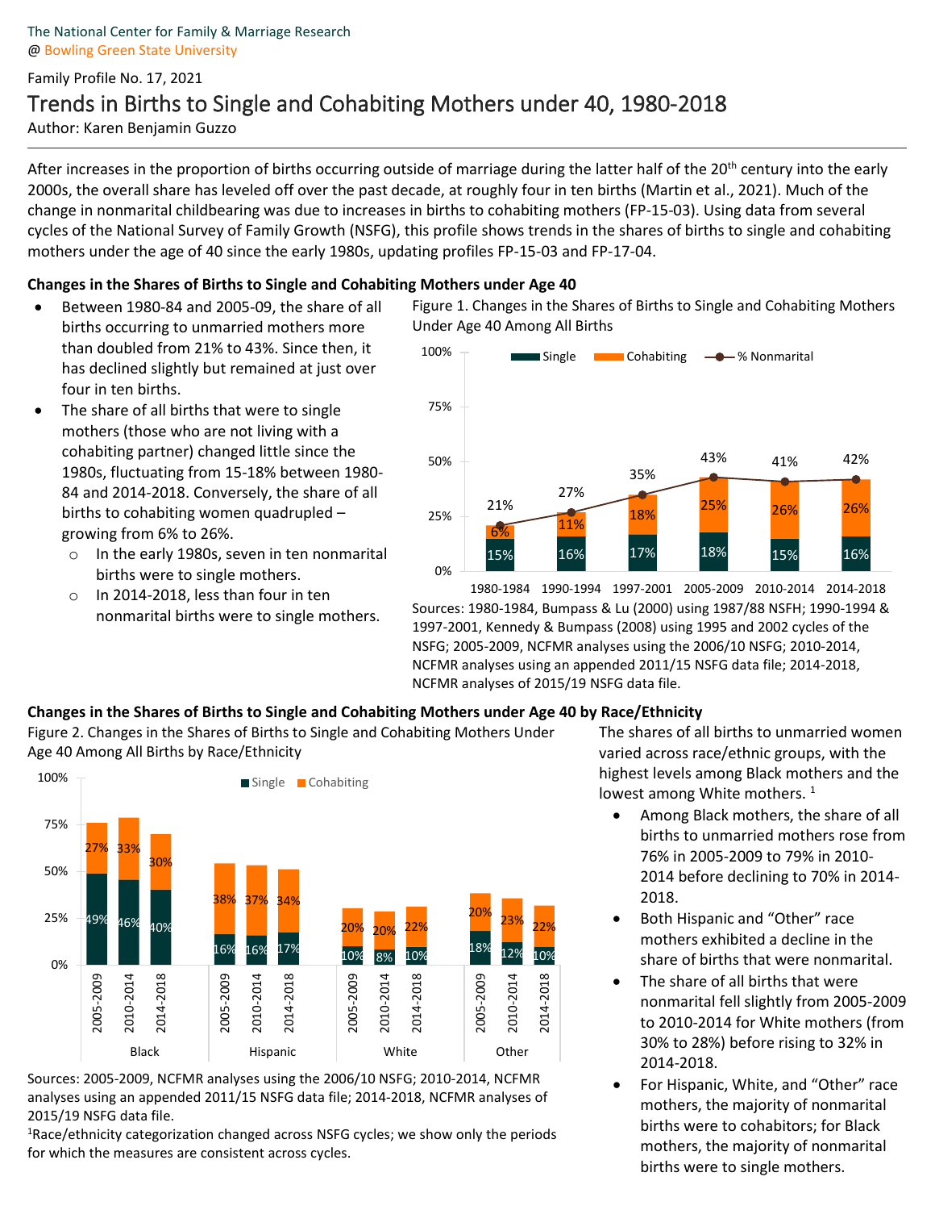The National Center for Family & Marriage Research
@ Bowling Green State University

Family Profile No. 17, 2021

# Trends in Births to Single and Cohabiting Mothers under 40, 1980-2018

Author: Karen Benjamin Guzzo

After increases in the proportion of births occurring outside of marriage during the latter half of the 20th century into the early 2000s, the overall share has leveled off over the past decade, at roughly four in ten births (Martin et al., 2021). Much of the change in nonmarital childbearing was due to increases in births to cohabiting mothers (FP-15-03). Using data from several cycles of the National Survey of Family Growth (NSFG), this profile shows trends in the shares of births to single and cohabiting mothers under the age of 40 since the early 1980s, updating profiles FP-15-03 and FP-17-04.

### Changes in the Shares of Births to Single and Cohabiting Mothers under Age 40

- Between 1980-84 and 2005-09, the share of all births occurring to unmarried mothers more than doubled from 21% to 43%. Since then, it has declined slightly but remained at just over four in ten births.
- The share of all births that were to single mothers (those who are not living with a cohabiting partner) changed little since the 1980s, fluctuating from 15-18% between 1980-84 and 2014-2018. Conversely, the share of all births to cohabiting women quadrupled – growing from 6% to 26%.
  - In the early 1980s, seven in ten nonmarital births were to single mothers.
  - In 2014-2018, less than four in ten nonmarital births were to single mothers.

Figure 1. Changes in the Shares of Births to Single and Cohabiting Mothers Under Age 40 Among All Births

| | 1980-1984 | 1990-1994 | 1997-2001 | 2005-2009 | 2010-2014 | 2014-2018 |
|---|---|---|---|---|---|---|
| Single | 15% | 16% | 17% | 18% | 15% | 16% |
| Cohabiting | 6% | 11% | 18% | 25% | 26% | 26% |
| % Nonmarital | 21% | 27% | 35% | 43% | 41% | 42% |

Sources: 1980-1984, Bumpass & Lu (2000) using 1987/88 NSFH; 1990-1994 & 1997-2001, Kennedy & Bumpass (2008) using 1995 and 2002 cycles of the NSFG; 2005-2009, NCFMR analyses using the 2006/10 NSFG; 2010-2014, NCFMR analyses using an appended 2011/15 NSFG data file; 2014-2018, NCFMR analyses of 2015/19 NSFG data file.

### Changes in the Shares of Births to Single and Cohabiting Mothers under Age 40 by Race/Ethnicity

Figure 2. Changes in the Shares of Births to Single and Cohabiting Mothers Under Age 40 Among All Births by Race/Ethnicity

| Race/Ethnicity | Period | Single | Cohabiting |
|---|---|---|---|
| Black | 2005-2009 | 49% | 27% |
| Black | 2010-2014 | 46% | 33% |
| Black | 2014-2018 | 40% | 30% |
| Hispanic | 2005-2009 | 16% | 38% |
| Hispanic | 2010-2014 | 16% | 37% |
| Hispanic | 2014-2018 | 17% | 34% |
| White | 2005-2009 | 10% | 20% |
| White | 2010-2014 | 8% | 20% |
| White | 2014-2018 | 10% | 22% |
| Other | 2005-2009 | 18% | 20% |
| Other | 2010-2014 | 12% | 23% |
| Other | 2014-2018 | 10% | 22% |

Sources: 2005-2009, NCFMR analyses using the 2006/10 NSFG; 2010-2014, NCFMR analyses using an appended 2011/15 NSFG data file; 2014-2018, NCFMR analyses of 2015/19 NSFG data file.

[1] Race/ethnicity categorization changed across NSFG cycles; we show only the periods for which the measures are consistent across cycles.

The shares of all births to unmarried women varied across race/ethnic groups, with the highest levels among Black mothers and the lowest among White mothers. [1]

- Among Black mothers, the share of all births to unmarried mothers rose from 76% in 2005-2009 to 79% in 2010-2014 before declining to 70% in 2014-2018.
- Both Hispanic and "Other" race mothers exhibited a decline in the share of births that were nonmarital.
- The share of all births that were nonmarital fell slightly from 2005-2009 to 2010-2014 for White mothers (from 30% to 28%) before rising to 32% in 2014-2018.
- For Hispanic, White, and "Other" race mothers, the majority of nonmarital births were to cohabitors; for Black mothers, the majority of nonmarital births were to single mothers.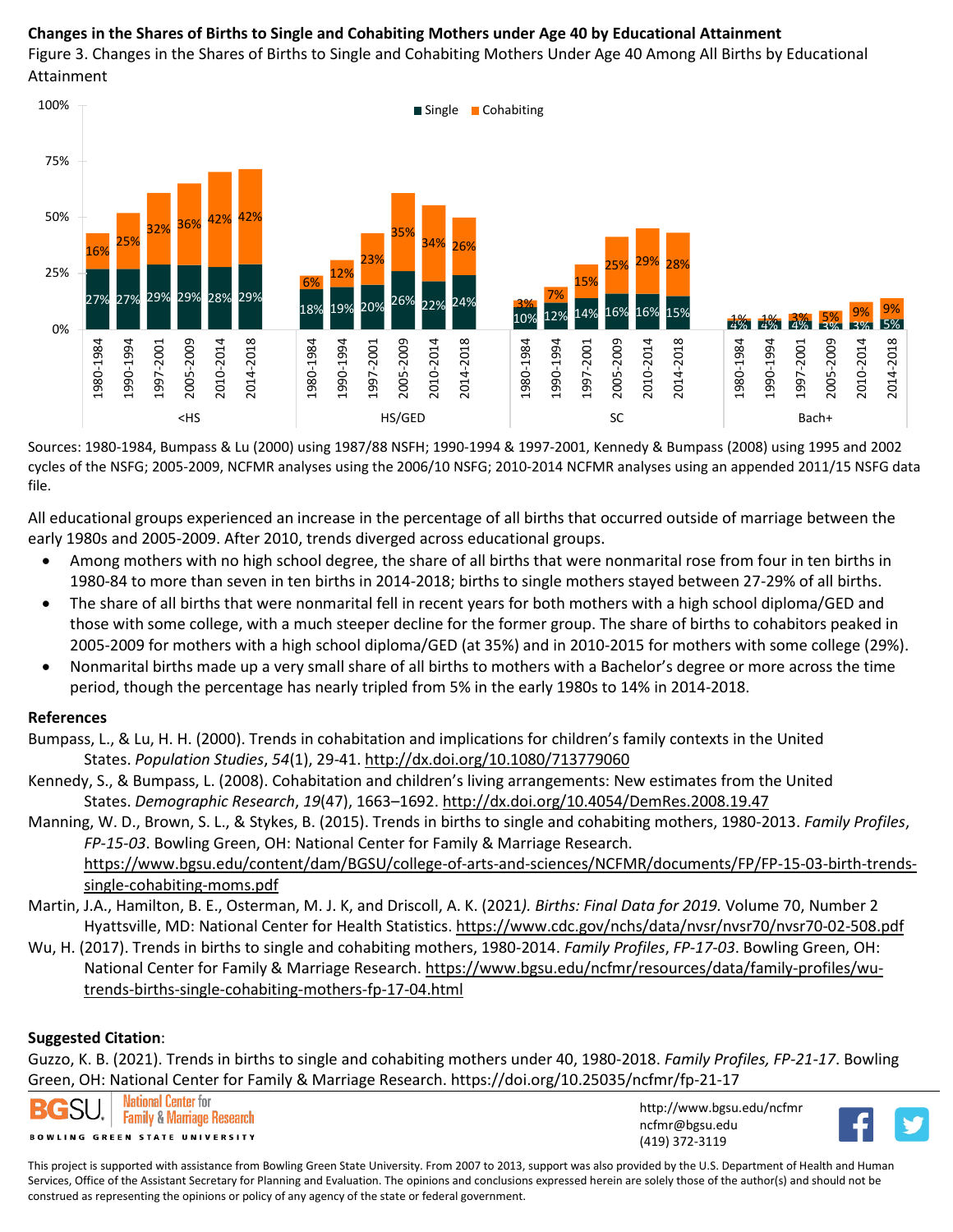**Changes in the Shares of Births to Single and Cohabiting Mothers under Age 40 by Educational Attainment**

Figure 3. Changes in the Shares of Births to Single and Cohabiting Mothers Under Age 40 Among All Births by Educational Attainment

100%
75%
50%
25%
0%

Single   Cohabiting

<HS
1980-1984: 27%, 16%
1990-1994: 27%, 25%
1997-2001: 29%, 32%
2005-2009: 29%, 36%
2010-2014: 28%, 42%
2014-2018: 29%, 42%

HS/GED
1980-1984: 18%, 6%
1990-1994: 19%, 12%
1997-2001: 20%, 23%
2005-2009: 26%, 35%
2010-2014: 22%, 34%
2014-2018: 24%, 26%

SC
1980-1984: 10%, 3%
1990-1994: 12%, 7%
1997-2001: 14%, 15%
2005-2009: 16%, 25%
2010-2014: 16%, 29%
2014-2018: 15%, 28%

Bach+
1980-1984: 4%, 1%
1990-1994: 4%, 1%
1997-2001: 4%, 3%
2005-2009: 3%, 5%
2010-2014: 3%, 9%
2014-2018: 5%, 9%

Sources: 1980-1984, Bumpass & Lu (2000) using 1987/88 NSFH; 1990-1994 & 1997-2001, Kennedy & Bumpass (2008) using 1995 and 2002 cycles of the NSFG; 2005-2009, NCFMR analyses using the 2006/10 NSFG; 2010-2014 NCFMR analyses using an appended 2011/15 NSFG data file.

All educational groups experienced an increase in the percentage of all births that occurred outside of marriage between the early 1980s and 2005-2009. After 2010, trends diverged across educational groups.

- Among mothers with no high school degree, the share of all births that were nonmarital rose from four in ten births in 1980-84 to more than seven in ten births in 2014-2018; births to single mothers stayed between 27-29% of all births.
- The share of all births that were nonmarital fell in recent years for both mothers with a high school diploma/GED and those with some college, with a much steeper decline for the former group. The share of births to cohabitors peaked in 2005-2009 for mothers with a high school diploma/GED (at 35%) and in 2010-2015 for mothers with some college (29%).
- Nonmarital births made up a very small share of all births to mothers with a Bachelor's degree or more across the time period, though the percentage has nearly tripled from 5% in the early 1980s to 14% in 2014-2018.

**References**

Bumpass, L., & Lu, H. H. (2000). Trends in cohabitation and implications for children's family contexts in the United States. *Population Studies*, *54*(1), 29-41. http://dx.doi.org/10.1080/713779060

Kennedy, S., & Bumpass, L. (2008). Cohabitation and children's living arrangements: New estimates from the United States. *Demographic Research*, *19*(47), 1663–1692. http://dx.doi.org/10.4054/DemRes.2008.19.47

Manning, W. D., Brown, S. L., & Stykes, B. (2015). Trends in births to single and cohabiting mothers, 1980-2013. *Family Profiles*, *FP-15-03*. Bowling Green, OH: National Center for Family & Marriage Research. https://www.bgsu.edu/content/dam/BGSU/college-of-arts-and-sciences/NCFMR/documents/FP/FP-15-03-birth-trends-single-cohabiting-moms.pdf

Martin, J.A., Hamilton, B. E., Osterman, M. J. K, and Driscoll, A. K. (2021*). Births: Final Data for 2019.* Volume 70, Number 2 Hyattsville, MD: National Center for Health Statistics. https://www.cdc.gov/nchs/data/nvsr/nvsr70/nvsr70-02-508.pdf

Wu, H. (2017). Trends in births to single and cohabiting mothers, 1980-2014. *Family Profiles*, *FP-17-03*. Bowling Green, OH: National Center for Family & Marriage Research. https://www.bgsu.edu/ncfmr/resources/data/family-profiles/wu-trends-births-single-cohabiting-mothers-fp-17-04.html

**Suggested Citation**:

Guzzo, K. B. (2021). Trends in births to single and cohabiting mothers under 40, 1980-2018. *Family Profiles, FP-21-17*. Bowling Green, OH: National Center for Family & Marriage Research. https://doi.org/10.25035/ncfmr/fp-21-17

BGSU. National Center for Family & Marriage Research
BOWLING GREEN STATE UNIVERSITY

http://www.bgsu.edu/ncfmr
ncfmr@bgsu.edu
(419) 372-3119

This project is supported with assistance from Bowling Green State University. From 2007 to 2013, support was also provided by the U.S. Department of Health and Human Services, Office of the Assistant Secretary for Planning and Evaluation. The opinions and conclusions expressed herein are solely those of the author(s) and should not be construed as representing the opinions or policy of any agency of the state or federal government.